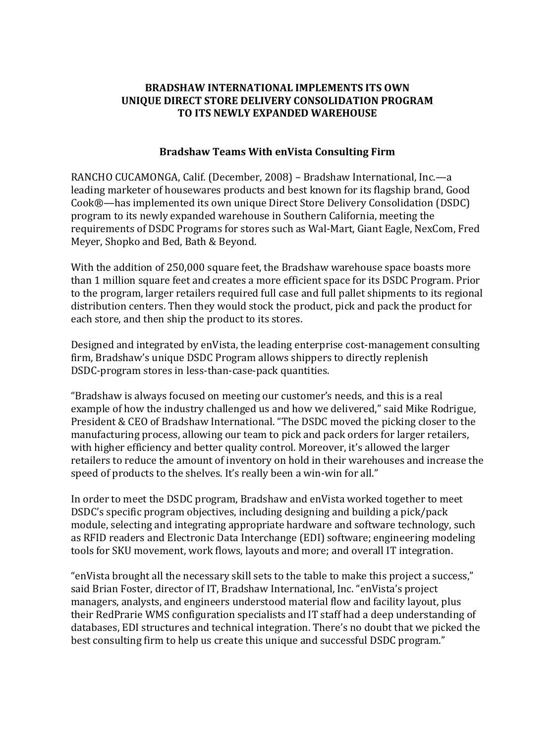# BRADSHAW INTERNATIONAL IMPLEMENTS ITS OWN UNIQUE DIRECT STORE DELIVERY CONSOLIDATION PROGRAM TO ITS NEWLY EXPANDED WAREHOUSE

## Bradshaw Teams With enVista Consulting Firm

RANCHO CUCAMONGA, Calif. (December, 2008) – Bradshaw International, Inc.—a leading marketer of housewares products and best known for its flagship brand, Good Cook®—has implemented its own unique Direct Store Delivery Consolidation (DSDC) program to its newly expanded warehouse in Southern California, meeting the requirements of DSDC Programs for stores such as Wal-Mart, Giant Eagle, NexCom, Fred Meyer, Shopko and Bed, Bath & Beyond.

With the addition of 250,000 square feet, the Bradshaw warehouse space boasts more than 1 million square feet and creates a more efficient space for its DSDC Program. Prior to the program, larger retailers required full case and full pallet shipments to its regional distribution centers. Then they would stock the product, pick and pack the product for each store, and then ship the product to its stores.

Designed and integrated by enVista, the leading enterprise cost-management consulting firm, Bradshaw's unique DSDC Program allows shippers to directly replenish DSDC-program stores in less-than-case-pack quantities.

"Bradshaw is always focused on meeting our customer's needs, and this is a real example of how the industry challenged us and how we delivered," said Mike Rodrigue, President & CEO of Bradshaw International. "The DSDC moved the picking closer to the manufacturing process, allowing our team to pick and pack orders for larger retailers, with higher efficiency and better quality control. Moreover, it's allowed the larger retailers to reduce the amount of inventory on hold in their warehouses and increase the speed of products to the shelves. It's really been a win-win for all."

In order to meet the DSDC program, Bradshaw and enVista worked together to meet DSDC's specific program objectives, including designing and building a pick/pack module, selecting and integrating appropriate hardware and software technology, such as RFID readers and Electronic Data Interchange (EDI) software; engineering modeling tools for SKU movement, work flows, layouts and more; and overall IT integration.

"enVista brought all the necessary skill sets to the table to make this project a success," said Brian Foster, director of IT, Bradshaw International, Inc. "enVista's project managers, analysts, and engineers understood material flow and facility layout, plus their RedPrarie WMS configuration specialists and IT staff had a deep understanding of databases, EDI structures and technical integration. There's no doubt that we picked the best consulting firm to help us create this unique and successful DSDC program."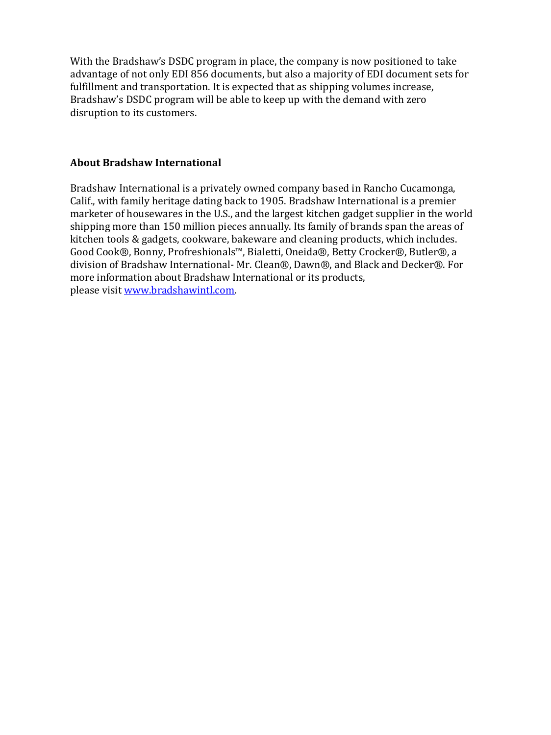With the Bradshaw's DSDC program in place, the company is now positioned to take advantage of not only EDI 856 documents, but also a majority of EDI document sets for fulfillment and transportation. It is expected that as shipping volumes increase, Bradshaw's DSDC program will be able to keep up with the demand with zero disruption to its customers.

**About Bradshaw International**

Bradshaw International is a privately owned company based in Rancho Cucamonga, Calif., with family heritage dating back to 1905. Bradshaw International is a premier marketer of housewares in the U.S., and the largest kitchen gadget supplier in the world shipping more than 150 million pieces annually. Its family of brands span the areas of kitchen tools & gadgets, cookware, bakeware and cleaning products, which includes. Good Cook®, Bonny, Profreshionals™, Bialetti, Oneida®, Betty Crocker®, Butler®, a division of Bradshaw International- Mr. Clean®, Dawn®, and Black and Decker®. For more information about Bradshaw International or its products, please visit [www.bradshawintl.com](http://www.bradshawintl.com).